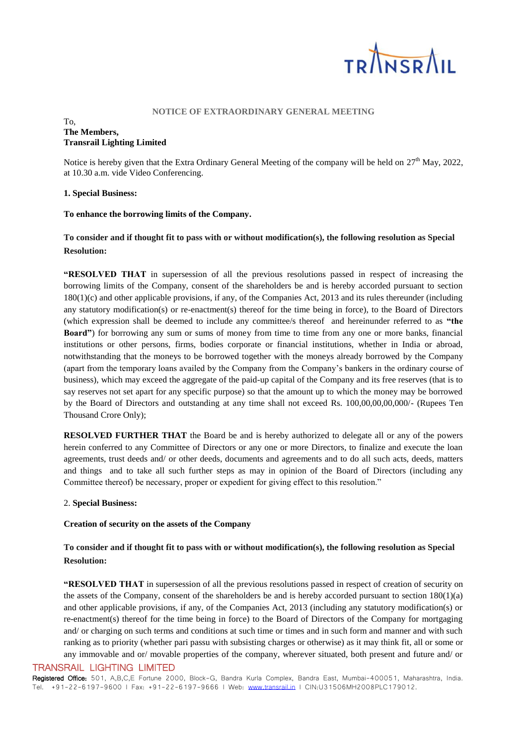## NOTICE OF EXTRAORDINARY GENERAL MEETING

To,
**The Members,**
**Transrail Lighting Limited**

Notice is hereby given that the Extra Ordinary General Meeting of the company will be held on 27th May, 2022, at 10.30 a.m. vide Video Conferencing.

**1. Special Business:**

**To enhance the borrowing limits of the Company.**

**To consider and if thought fit to pass with or without modification(s), the following resolution as Special Resolution:**

**"RESOLVED THAT** in supersession of all the previous resolutions passed in respect of increasing the borrowing limits of the Company, consent of the shareholders be and is hereby accorded pursuant to section 180(1)(c) and other applicable provisions, if any, of the Companies Act, 2013 and its rules thereunder (including any statutory modification(s) or re-enactment(s) thereof for the time being in force), to the Board of Directors (which expression shall be deemed to include any committee/s thereof and hereinunder referred to as **"the Board"**) for borrowing any sum or sums of money from time to time from any one or more banks, financial institutions or other persons, firms, bodies corporate or financial institutions, whether in India or abroad, notwithstanding that the moneys to be borrowed together with the moneys already borrowed by the Company (apart from the temporary loans availed by the Company from the Company's bankers in the ordinary course of business), which may exceed the aggregate of the paid-up capital of the Company and its free reserves (that is to say reserves not set apart for any specific purpose) so that the amount up to which the money may be borrowed by the Board of Directors and outstanding at any time shall not exceed Rs. 100,00,00,00,000/- (Rupees Ten Thousand Crore Only);

**RESOLVED FURTHER THAT** the Board be and is hereby authorized to delegate all or any of the powers herein conferred to any Committee of Directors or any one or more Directors, to finalize and execute the loan agreements, trust deeds and/ or other deeds, documents and agreements and to do all such acts, deeds, matters and things and to take all such further steps as may in opinion of the Board of Directors (including any Committee thereof) be necessary, proper or expedient for giving effect to this resolution."

2. **Special Business:**

**Creation of security on the assets of the Company**

**To consider and if thought fit to pass with or without modification(s), the following resolution as Special Resolution:**

**"RESOLVED THAT** in supersession of all the previous resolutions passed in respect of creation of security on the assets of the Company, consent of the shareholders be and is hereby accorded pursuant to section 180(1)(a) and other applicable provisions, if any, of the Companies Act, 2013 (including any statutory modification(s) or re-enactment(s) thereof for the time being in force) to the Board of Directors of the Company for mortgaging and/ or charging on such terms and conditions at such time or times and in such form and manner and with such ranking as to priority (whether pari passu with subsisting charges or otherwise) as it may think fit, all or some or any immovable and or/ movable properties of the company, wherever situated, both present and future and/ or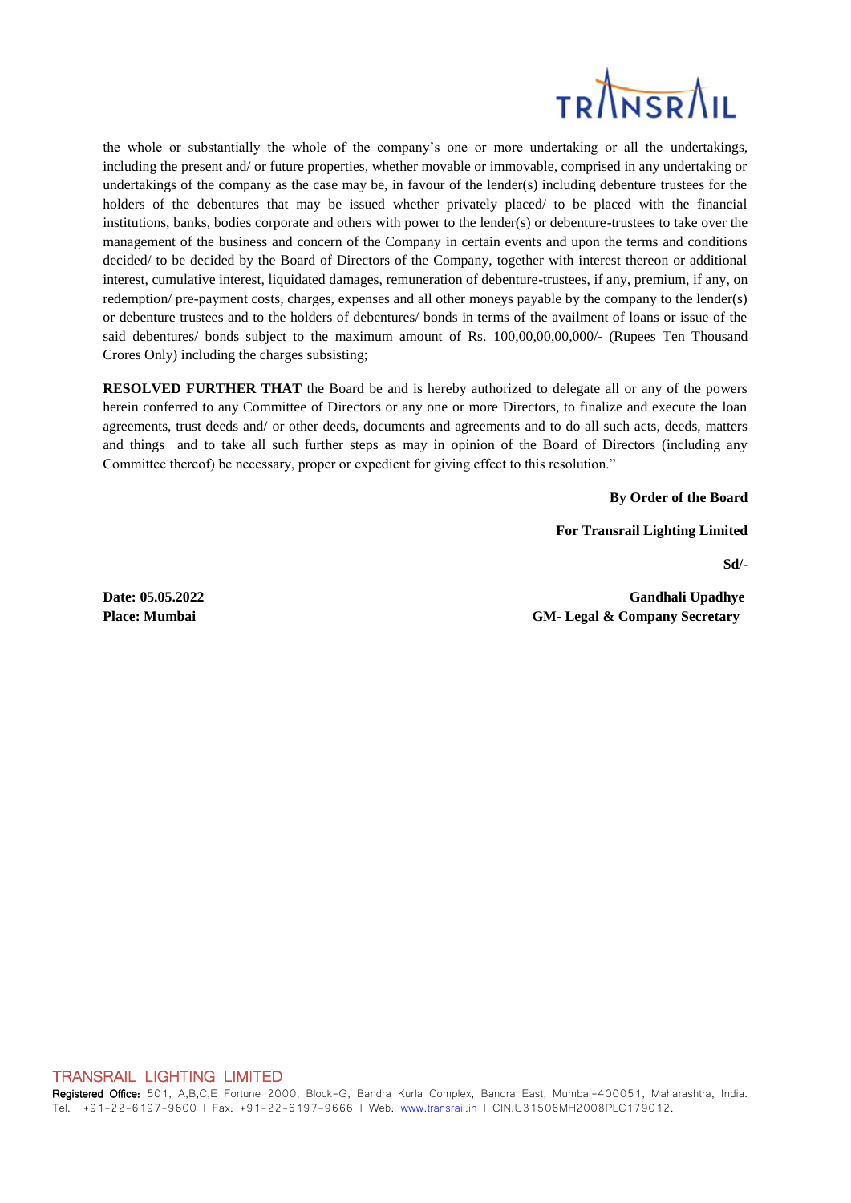the whole or substantially the whole of the company's one or more undertaking or all the undertakings, including the present and/ or future properties, whether movable or immovable, comprised in any undertaking or undertakings of the company as the case may be, in favour of the lender(s) including debenture trustees for the holders of the debentures that may be issued whether privately placed/ to be placed with the financial institutions, banks, bodies corporate and others with power to the lender(s) or debenture-trustees to take over the management of the business and concern of the Company in certain events and upon the terms and conditions decided/ to be decided by the Board of Directors of the Company, together with interest thereon or additional interest, cumulative interest, liquidated damages, remuneration of debenture-trustees, if any, premium, if any, on redemption/ pre-payment costs, charges, expenses and all other moneys payable by the company to the lender(s) or debenture trustees and to the holders of debentures/ bonds in terms of the availment of loans or issue of the said debentures/ bonds subject to the maximum amount of Rs. 100,00,00,00,000/- (Rupees Ten Thousand Crores Only) including the charges subsisting;

**RESOLVED FURTHER THAT** the Board be and is hereby authorized to delegate all or any of the powers herein conferred to any Committee of Directors or any one or more Directors, to finalize and execute the loan agreements, trust deeds and/ or other deeds, documents and agreements and to do all such acts, deeds, matters and things and to take all such further steps as may in opinion of the Board of Directors (including any Committee thereof) be necessary, proper or expedient for giving effect to this resolution."

**By Order of the Board**

**For Transrail Lighting Limited**

**Sd/-**

**Date: 05.05.2022**
**Place: Mumbai**

**Gandhali Upadhye**
**GM- Legal & Company Secretary**

TRANSRAIL LIGHTING LIMITED
Registered Office: 501, A,B,C,E Fortune 2000, Block-G, Bandra Kurla Complex, Bandra East, Mumbai-400051, Maharashtra, India.
Tel. +91-22-6197-9600 I Fax: +91-22-6197-9666 I Web: www.transrail.in I CIN:U31506MH2008PLC179012.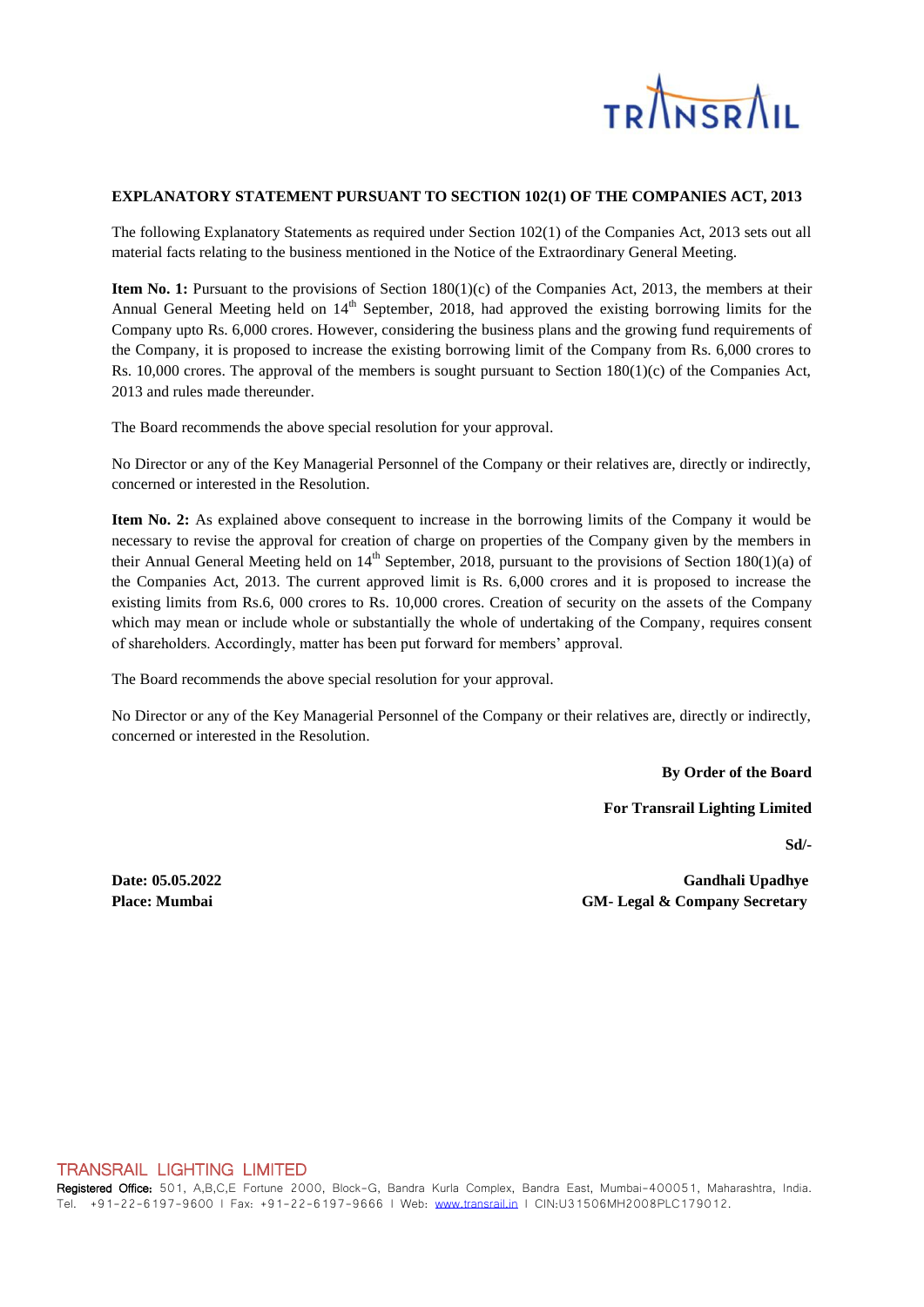**EXPLANATORY STATEMENT PURSUANT TO SECTION 102(1) OF THE COMPANIES ACT, 2013**

The following Explanatory Statements as required under Section 102(1) of the Companies Act, 2013 sets out all material facts relating to the business mentioned in the Notice of the Extraordinary General Meeting.

**Item No. 1:** Pursuant to the provisions of Section 180(1)(c) of the Companies Act, 2013, the members at their Annual General Meeting held on 14th September, 2018, had approved the existing borrowing limits for the Company upto Rs. 6,000 crores. However, considering the business plans and the growing fund requirements of the Company, it is proposed to increase the existing borrowing limit of the Company from Rs. 6,000 crores to Rs. 10,000 crores. The approval of the members is sought pursuant to Section 180(1)(c) of the Companies Act, 2013 and rules made thereunder.

The Board recommends the above special resolution for your approval.

No Director or any of the Key Managerial Personnel of the Company or their relatives are, directly or indirectly, concerned or interested in the Resolution.

**Item No. 2:** As explained above consequent to increase in the borrowing limits of the Company it would be necessary to revise the approval for creation of charge on properties of the Company given by the members in their Annual General Meeting held on 14th September, 2018, pursuant to the provisions of Section 180(1)(a) of the Companies Act, 2013. The current approved limit is Rs. 6,000 crores and it is proposed to increase the existing limits from Rs.6, 000 crores to Rs. 10,000 crores. Creation of security on the assets of the Company which may mean or include whole or substantially the whole of undertaking of the Company, requires consent of shareholders. Accordingly, matter has been put forward for members' approval.

The Board recommends the above special resolution for your approval.

No Director or any of the Key Managerial Personnel of the Company or their relatives are, directly or indirectly, concerned or interested in the Resolution.

**By Order of the Board**

**For Transrail Lighting Limited**

**Sd/-**

**Date: 05.05.2022**
**Place: Mumbai**

**Gandhali Upadhye**
**GM- Legal & Company Secretary**

TRANSRAIL LIGHTING LIMITED
**Registered Office:** 501, A,B,C,E Fortune 2000, Block-G, Bandra Kurla Complex, Bandra East, Mumbai-400051, Maharashtra, India.
Tel. +91-22-6197-9600 I Fax: +91-22-6197-9666 I Web: www.transrail.in I CIN:U31506MH2008PLC179012.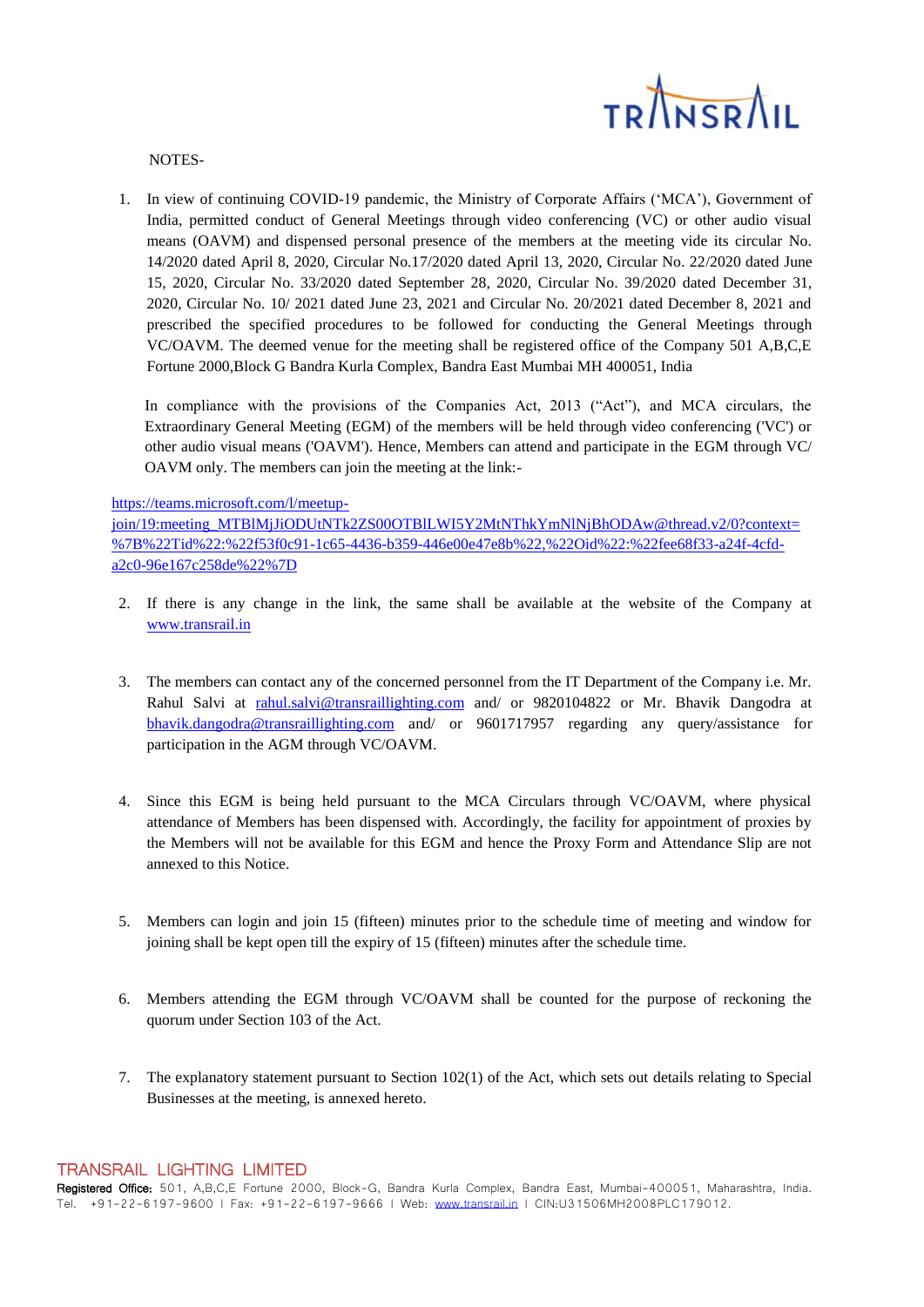NOTES-

1. In view of continuing COVID-19 pandemic, the Ministry of Corporate Affairs ('MCA'), Government of India, permitted conduct of General Meetings through video conferencing (VC) or other audio visual means (OAVM) and dispensed personal presence of the members at the meeting vide its circular No. 14/2020 dated April 8, 2020, Circular No.17/2020 dated April 13, 2020, Circular No. 22/2020 dated June 15, 2020, Circular No. 33/2020 dated September 28, 2020, Circular No. 39/2020 dated December 31, 2020, Circular No. 10/ 2021 dated June 23, 2021 and Circular No. 20/2021 dated December 8, 2021 and prescribed the specified procedures to be followed for conducting the General Meetings through VC/OAVM. The deemed venue for the meeting shall be registered office of the Company 501 A,B,C,E Fortune 2000,Block G Bandra Kurla Complex, Bandra East Mumbai MH 400051, India

   In compliance with the provisions of the Companies Act, 2013 ("Act"), and MCA circulars, the Extraordinary General Meeting (EGM) of the members will be held through video conferencing ('VC') or other audio visual means ('OAVM'). Hence, Members can attend and participate in the EGM through VC/ OAVM only. The members can join the meeting at the link:-

https://teams.microsoft.com/l/meetup-join/19:meeting_MTBlMjJiODUtNTk2ZS00OTBlLWI5Y2MtNThkYmNlNjBhODAw@thread.v2/0?context=%7B%22Tid%22:%22f53f0c91-1c65-4436-b359-446e00e47e8b%22,%22Oid%22:%22fee68f33-a24f-4cfd-a2c0-96e167c258de%22%7D

2. If there is any change in the link, the same shall be available at the website of the Company at www.transrail.in

3. The members can contact any of the concerned personnel from the IT Department of the Company i.e. Mr. Rahul Salvi at rahul.salvi@transraillighting.com and/ or 9820104822 or Mr. Bhavik Dangodra at bhavik.dangodra@transraillighting.com and/ or 9601717957 regarding any query/assistance for participation in the AGM through VC/OAVM.

4. Since this EGM is being held pursuant to the MCA Circulars through VC/OAVM, where physical attendance of Members has been dispensed with. Accordingly, the facility for appointment of proxies by the Members will not be available for this EGM and hence the Proxy Form and Attendance Slip are not annexed to this Notice.

5. Members can login and join 15 (fifteen) minutes prior to the schedule time of meeting and window for joining shall be kept open till the expiry of 15 (fifteen) minutes after the schedule time.

6. Members attending the EGM through VC/OAVM shall be counted for the purpose of reckoning the quorum under Section 103 of the Act.

7. The explanatory statement pursuant to Section 102(1) of the Act, which sets out details relating to Special Businesses at the meeting, is annexed hereto.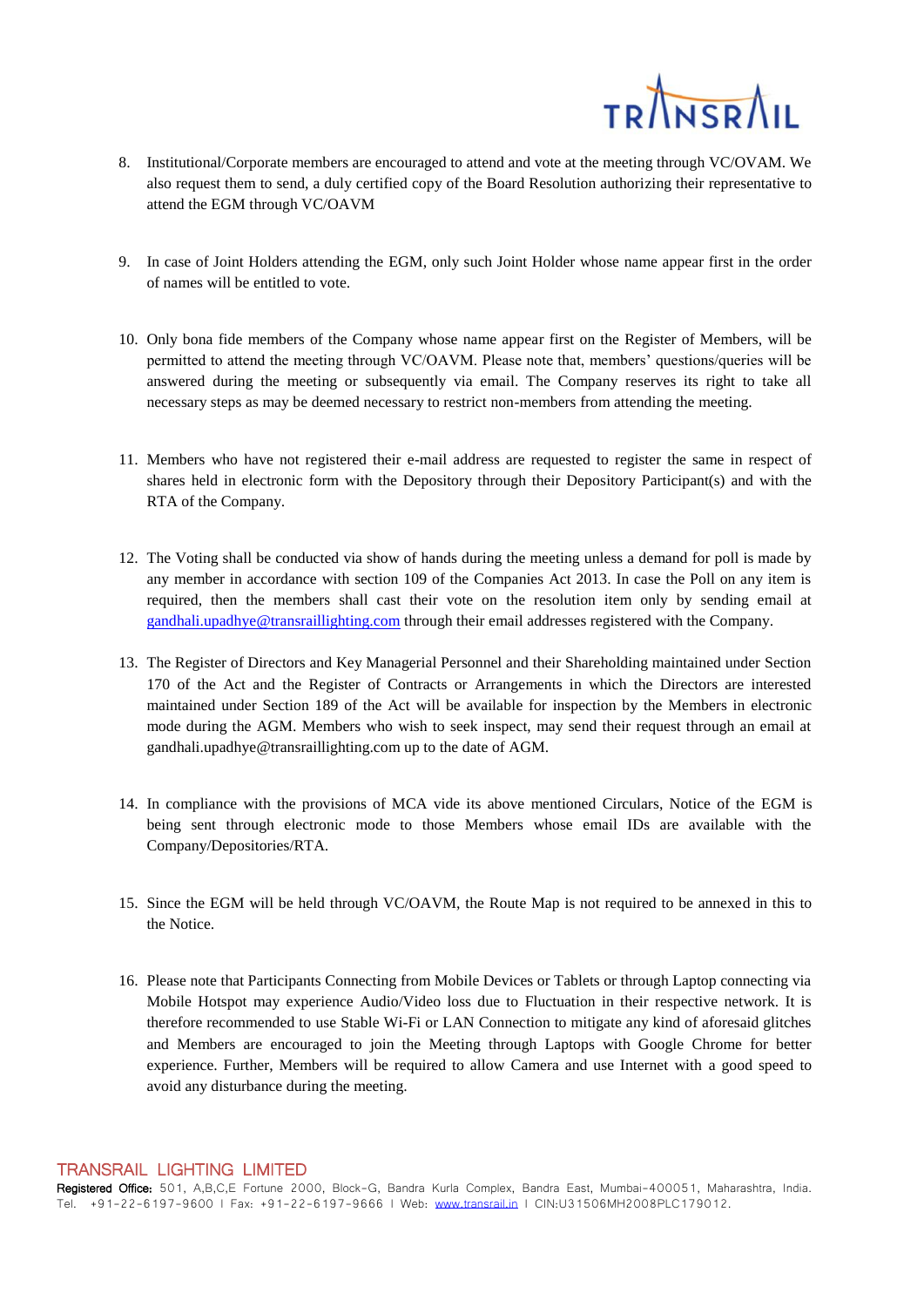8. Institutional/Corporate members are encouraged to attend and vote at the meeting through VC/OVAM. We also request them to send, a duly certified copy of the Board Resolution authorizing their representative to attend the EGM through VC/OAVM

9. In case of Joint Holders attending the EGM, only such Joint Holder whose name appear first in the order of names will be entitled to vote.

10. Only bona fide members of the Company whose name appear first on the Register of Members, will be permitted to attend the meeting through VC/OAVM. Please note that, members' questions/queries will be answered during the meeting or subsequently via email. The Company reserves its right to take all necessary steps as may be deemed necessary to restrict non-members from attending the meeting.

11. Members who have not registered their e-mail address are requested to register the same in respect of shares held in electronic form with the Depository through their Depository Participant(s) and with the RTA of the Company.

12. The Voting shall be conducted via show of hands during the meeting unless a demand for poll is made by any member in accordance with section 109 of the Companies Act 2013. In case the Poll on any item is required, then the members shall cast their vote on the resolution item only by sending email at gandhali.upadhye@transraillighting.com through their email addresses registered with the Company.

13. The Register of Directors and Key Managerial Personnel and their Shareholding maintained under Section 170 of the Act and the Register of Contracts or Arrangements in which the Directors are interested maintained under Section 189 of the Act will be available for inspection by the Members in electronic mode during the AGM. Members who wish to seek inspect, may send their request through an email at gandhali.upadhye@transraillighting.com up to the date of AGM.

14. In compliance with the provisions of MCA vide its above mentioned Circulars, Notice of the EGM is being sent through electronic mode to those Members whose email IDs are available with the Company/Depositories/RTA.

15. Since the EGM will be held through VC/OAVM, the Route Map is not required to be annexed in this to the Notice.

16. Please note that Participants Connecting from Mobile Devices or Tablets or through Laptop connecting via Mobile Hotspot may experience Audio/Video loss due to Fluctuation in their respective network. It is therefore recommended to use Stable Wi-Fi or LAN Connection to mitigate any kind of aforesaid glitches and Members are encouraged to join the Meeting through Laptops with Google Chrome for better experience. Further, Members will be required to allow Camera and use Internet with a good speed to avoid any disturbance during the meeting.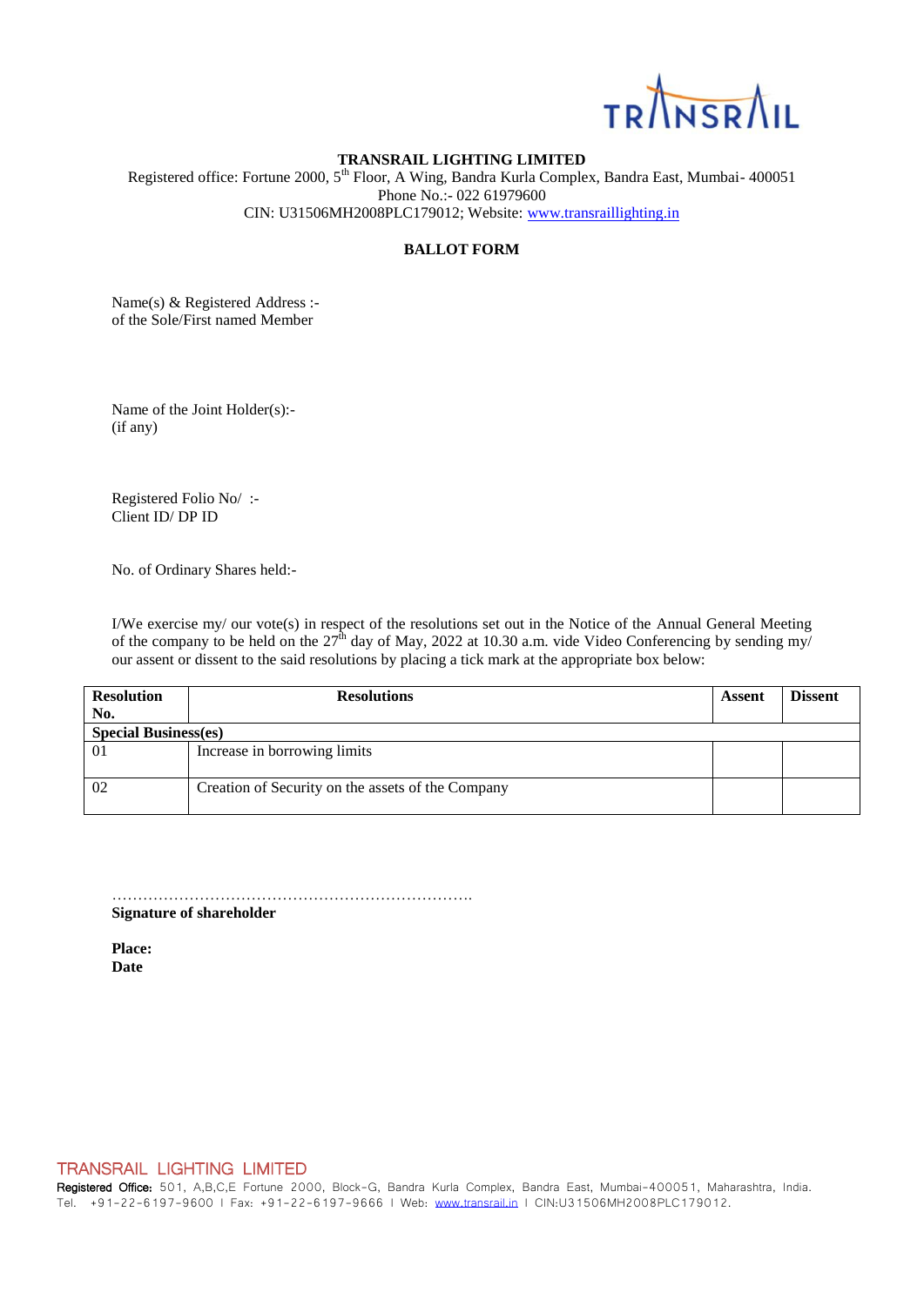**TRANSRAIL LIGHTING LIMITED**

Registered office: Fortune 2000, 5th Floor, A Wing, Bandra Kurla Complex, Bandra East, Mumbai- 400051
Phone No.:- 022 61979600
CIN: U31506MH2008PLC179012; Website: www.transraillighting.in

**BALLOT FORM**

Name(s) & Registered Address :-
of the Sole/First named Member

Name of the Joint Holder(s):-
(if any)

Registered Folio No/ :-
Client ID/ DP ID

No. of Ordinary Shares held:-

I/We exercise my/ our vote(s) in respect of the resolutions set out in the Notice of the Annual General Meeting of the company to be held on the 27th day of May, 2022 at 10.30 a.m. vide Video Conferencing by sending my/ our assent or dissent to the said resolutions by placing a tick mark at the appropriate box below:

| Resolution No. | Resolutions | Assent | Dissent |
|---|---|---|---|
| **Special Business(es)** | | | |
| 01 | Increase in borrowing limits | | |
| 02 | Creation of Security on the assets of the Company | | |

…………………………………………………………….
**Signature of shareholder**

**Place:**
**Date**

TRANSRAIL LIGHTING LIMITED
Registered Office: 501, A,B,C,E Fortune 2000, Block-G, Bandra Kurla Complex, Bandra East, Mumbai-400051, Maharashtra, India.
Tel. +91-22-6197-9600 I Fax: +91-22-6197-9666 I Web: www.transrail.in I CIN:U31506MH2008PLC179012.